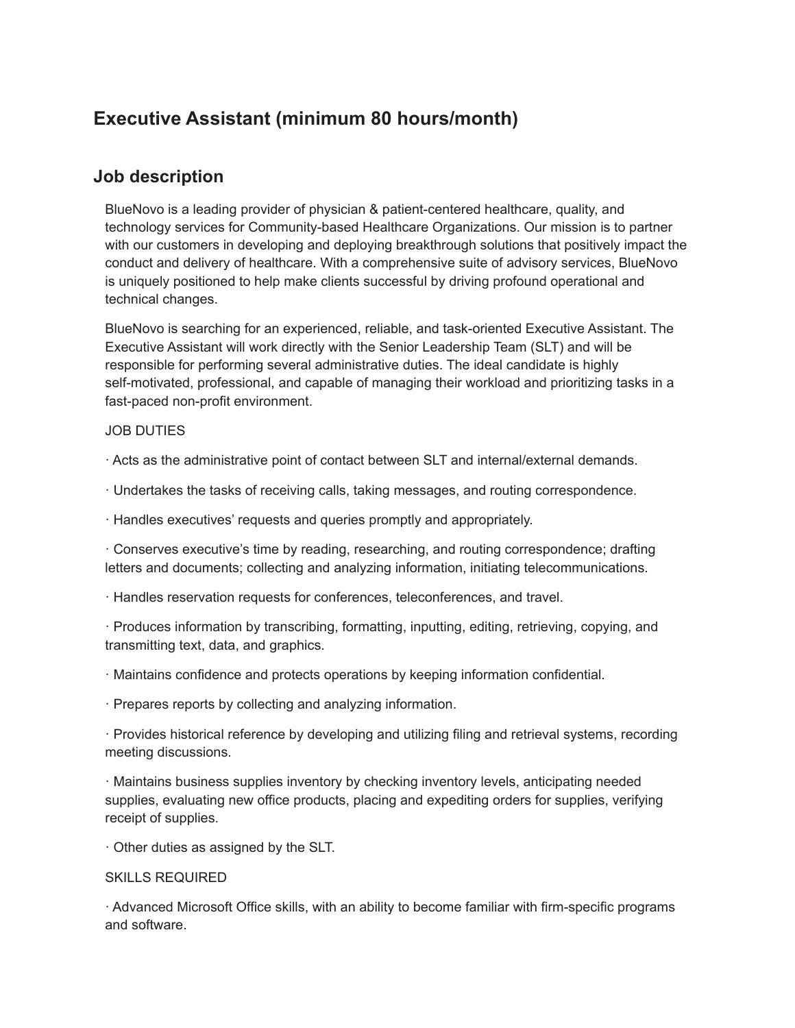## Executive Assistant (minimum 80 hours/month)

## Job description

BlueNovo is a leading provider of physician & patient-centered healthcare, quality, and technology services for Community-based Healthcare Organizations. Our mission is to partner with our customers in developing and deploying breakthrough solutions that positively impact the conduct and delivery of healthcare. With a comprehensive suite of advisory services, BlueNovo is uniquely positioned to help make clients successful by driving profound operational and technical changes.

BlueNovo is searching for an experienced, reliable, and task-oriented Executive Assistant. The Executive Assistant will work directly with the Senior Leadership Team (SLT) and will be responsible for performing several administrative duties. The ideal candidate is highly self-motivated, professional, and capable of managing their workload and prioritizing tasks in a fast-paced non-profit environment.

JOB DUTIES

· Acts as the administrative point of contact between SLT and internal/external demands.

· Undertakes the tasks of receiving calls, taking messages, and routing correspondence.

· Handles executives' requests and queries promptly and appropriately.

· Conserves executive's time by reading, researching, and routing correspondence; drafting letters and documents; collecting and analyzing information, initiating telecommunications.

· Handles reservation requests for conferences, teleconferences, and travel.

· Produces information by transcribing, formatting, inputting, editing, retrieving, copying, and transmitting text, data, and graphics.

· Maintains confidence and protects operations by keeping information confidential.

· Prepares reports by collecting and analyzing information.

· Provides historical reference by developing and utilizing filing and retrieval systems, recording meeting discussions.

· Maintains business supplies inventory by checking inventory levels, anticipating needed supplies, evaluating new office products, placing and expediting orders for supplies, verifying receipt of supplies.

· Other duties as assigned by the SLT.

SKILLS REQUIRED

· Advanced Microsoft Office skills, with an ability to become familiar with firm-specific programs and software.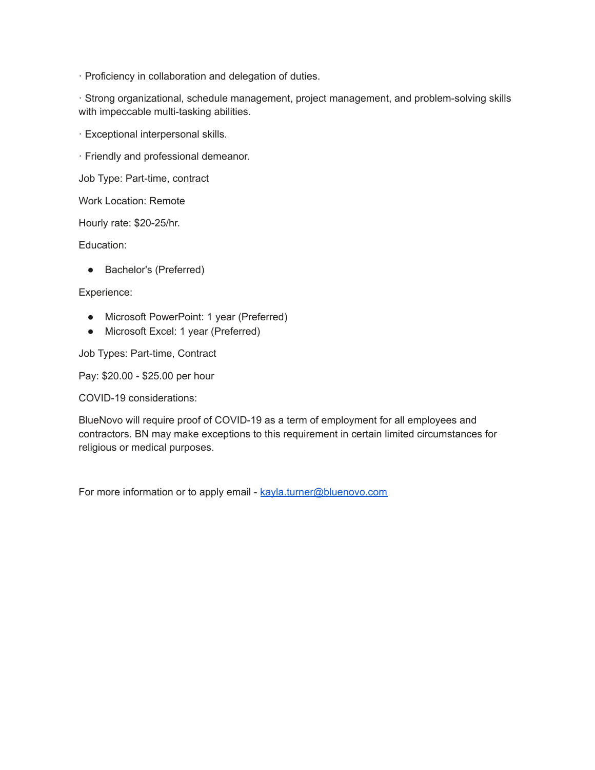· Proficiency in collaboration and delegation of duties.

· Strong organizational, schedule management, project management, and problem-solving skills with impeccable multi-tasking abilities.

· Exceptional interpersonal skills.

· Friendly and professional demeanor.

Job Type: Part-time, contract

Work Location: Remote

Hourly rate: $20-25/hr.

Education:

- Bachelor's (Preferred)

Experience:

- Microsoft PowerPoint: 1 year (Preferred)
- Microsoft Excel: 1 year (Preferred)

Job Types: Part-time, Contract

Pay: $20.00 - $25.00 per hour

COVID-19 considerations:

BlueNovo will require proof of COVID-19 as a term of employment for all employees and contractors. BN may make exceptions to this requirement in certain limited circumstances for religious or medical purposes.

For more information or to apply email - [kayla.turner@bluenovo.com](mailto:kayla.turner@bluenovo.com)